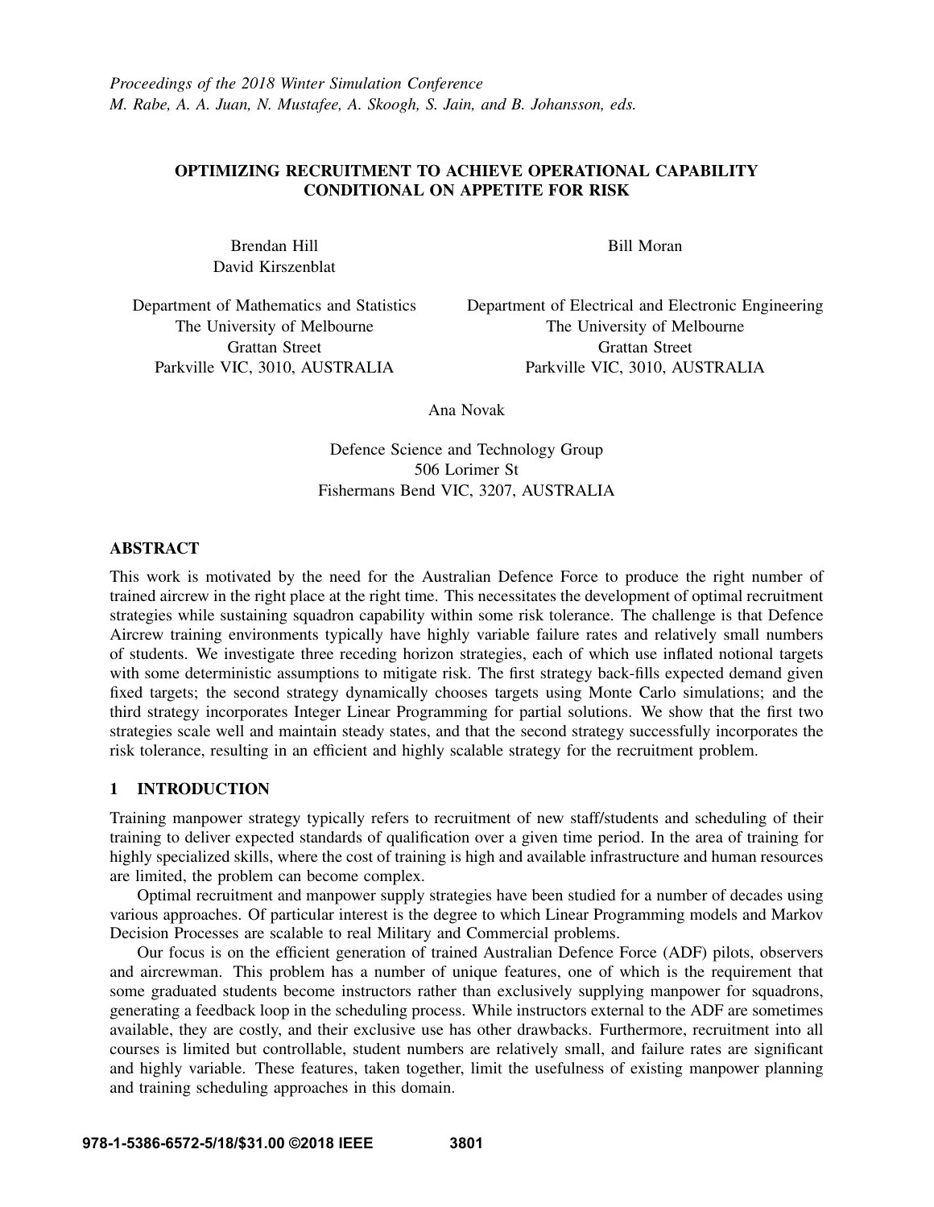*Proceedings of the 2018 Winter Simulation Conference*
*M. Rabe, A. A. Juan, N. Mustafee, A. Skoogh, S. Jain, and B. Johansson, eds.*

# OPTIMIZING RECRUITMENT TO ACHIEVE OPERATIONAL CAPABILITY CONDITIONAL ON APPETITE FOR RISK

Brendan Hill
David Kirszenblat

Department of Mathematics and Statistics
The University of Melbourne
Grattan Street
Parkville VIC, 3010, AUSTRALIA

Bill Moran

Department of Electrical and Electronic Engineering
The University of Melbourne
Grattan Street
Parkville VIC, 3010, AUSTRALIA

Ana Novak

Defence Science and Technology Group
506 Lorimer St
Fishermans Bend VIC, 3207, AUSTRALIA

## ABSTRACT

This work is motivated by the need for the Australian Defence Force to produce the right number of trained aircrew in the right place at the right time. This necessitates the development of optimal recruitment strategies while sustaining squadron capability within some risk tolerance. The challenge is that Defence Aircrew training environments typically have highly variable failure rates and relatively small numbers of students. We investigate three receding horizon strategies, each of which use inflated notional targets with some deterministic assumptions to mitigate risk. The first strategy back-fills expected demand given fixed targets; the second strategy dynamically chooses targets using Monte Carlo simulations; and the third strategy incorporates Integer Linear Programming for partial solutions. We show that the first two strategies scale well and maintain steady states, and that the second strategy successfully incorporates the risk tolerance, resulting in an efficient and highly scalable strategy for the recruitment problem.

## 1 INTRODUCTION

Training manpower strategy typically refers to recruitment of new staff/students and scheduling of their training to deliver expected standards of qualification over a given time period. In the area of training for highly specialized skills, where the cost of training is high and available infrastructure and human resources are limited, the problem can become complex.

Optimal recruitment and manpower supply strategies have been studied for a number of decades using various approaches. Of particular interest is the degree to which Linear Programming models and Markov Decision Processes are scalable to real Military and Commercial problems.

Our focus is on the efficient generation of trained Australian Defence Force (ADF) pilots, observers and aircrewman. This problem has a number of unique features, one of which is the requirement that some graduated students become instructors rather than exclusively supplying manpower for squadrons, generating a feedback loop in the scheduling process. While instructors external to the ADF are sometimes available, they are costly, and their exclusive use has other drawbacks. Furthermore, recruitment into all courses is limited but controllable, student numbers are relatively small, and failure rates are significant and highly variable. These features, taken together, limit the usefulness of existing manpower planning and training scheduling approaches in this domain.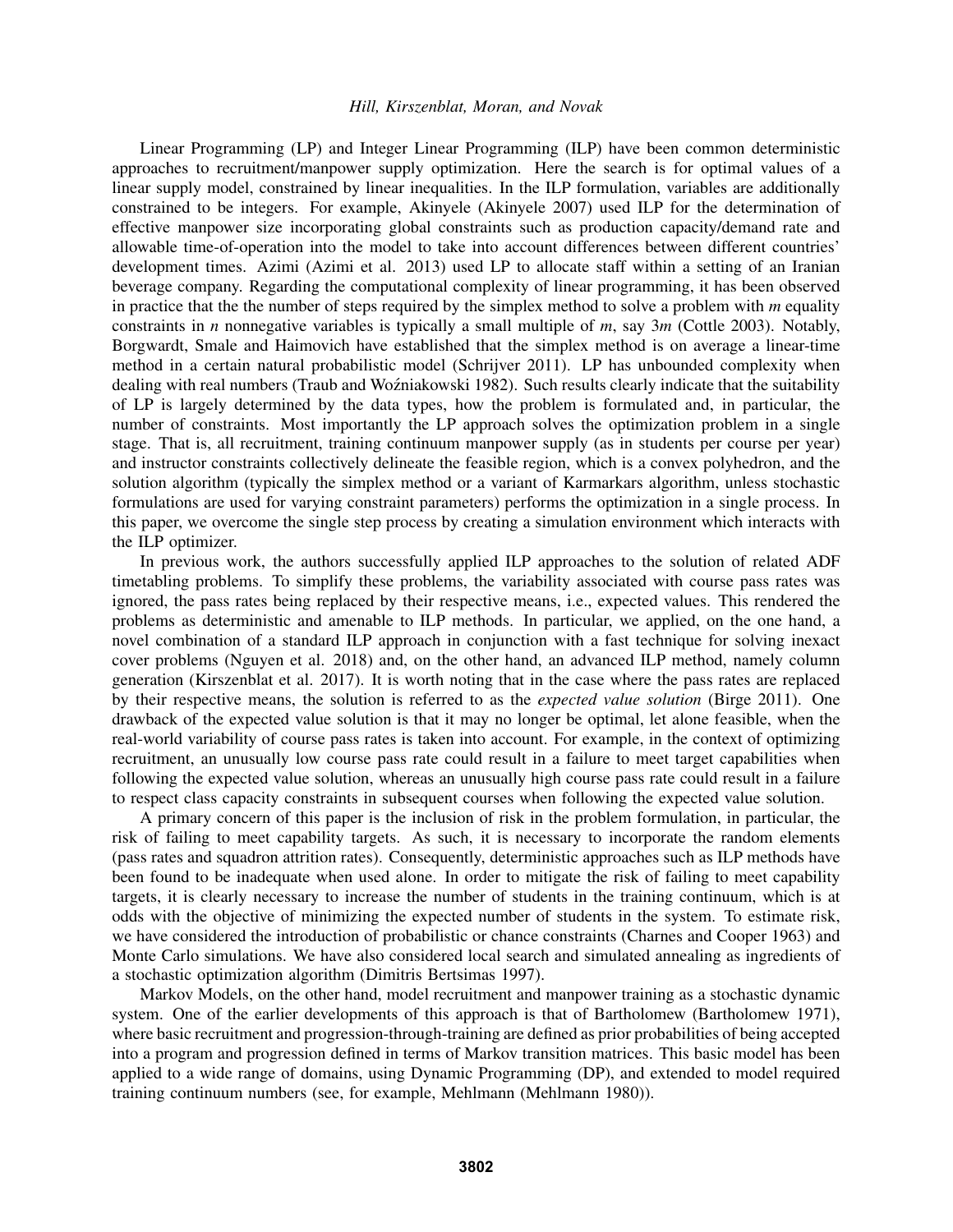Linear Programming (LP) and Integer Linear Programming (ILP) have been common deterministic approaches to recruitment/manpower supply optimization. Here the search is for optimal values of a linear supply model, constrained by linear inequalities. In the ILP formulation, variables are additionally constrained to be integers. For example, Akinyele (Akinyele 2007) used ILP for the determination of effective manpower size incorporating global constraints such as production capacity/demand rate and allowable time-of-operation into the model to take into account differences between different countries' development times. Azimi (Azimi et al. 2013) used LP to allocate staff within a setting of an Iranian beverage company. Regarding the computational complexity of linear programming, it has been observed in practice that the the number of steps required by the simplex method to solve a problem with $m$ equality constraints in $n$ nonnegative variables is typically a small multiple of $m$, say $3m$ (Cottle 2003). Notably, Borgwardt, Smale and Haimovich have established that the simplex method is on average a linear-time method in a certain natural probabilistic model (Schrijver 2011). LP has unbounded complexity when dealing with real numbers (Traub and Woźniakowski 1982). Such results clearly indicate that the suitability of LP is largely determined by the data types, how the problem is formulated and, in particular, the number of constraints. Most importantly the LP approach solves the optimization problem in a single stage. That is, all recruitment, training continuum manpower supply (as in students per course per year) and instructor constraints collectively delineate the feasible region, which is a convex polyhedron, and the solution algorithm (typically the simplex method or a variant of Karmarkars algorithm, unless stochastic formulations are used for varying constraint parameters) performs the optimization in a single process. In this paper, we overcome the single step process by creating a simulation environment which interacts with the ILP optimizer.

In previous work, the authors successfully applied ILP approaches to the solution of related ADF timetabling problems. To simplify these problems, the variability associated with course pass rates was ignored, the pass rates being replaced by their respective means, i.e., expected values. This rendered the problems as deterministic and amenable to ILP methods. In particular, we applied, on the one hand, a novel combination of a standard ILP approach in conjunction with a fast technique for solving inexact cover problems (Nguyen et al. 2018) and, on the other hand, an advanced ILP method, namely column generation (Kirszenblat et al. 2017). It is worth noting that in the case where the pass rates are replaced by their respective means, the solution is referred to as the *expected value solution* (Birge 2011). One drawback of the expected value solution is that it may no longer be optimal, let alone feasible, when the real-world variability of course pass rates is taken into account. For example, in the context of optimizing recruitment, an unusually low course pass rate could result in a failure to meet target capabilities when following the expected value solution, whereas an unusually high course pass rate could result in a failure to respect class capacity constraints in subsequent courses when following the expected value solution.

A primary concern of this paper is the inclusion of risk in the problem formulation, in particular, the risk of failing to meet capability targets. As such, it is necessary to incorporate the random elements (pass rates and squadron attrition rates). Consequently, deterministic approaches such as ILP methods have been found to be inadequate when used alone. In order to mitigate the risk of failing to meet capability targets, it is clearly necessary to increase the number of students in the training continuum, which is at odds with the objective of minimizing the expected number of students in the system. To estimate risk, we have considered the introduction of probabilistic or chance constraints (Charnes and Cooper 1963) and Monte Carlo simulations. We have also considered local search and simulated annealing as ingredients of a stochastic optimization algorithm (Dimitris Bertsimas 1997).

Markov Models, on the other hand, model recruitment and manpower training as a stochastic dynamic system. One of the earlier developments of this approach is that of Bartholomew (Bartholomew 1971), where basic recruitment and progression-through-training are defined as prior probabilities of being accepted into a program and progression defined in terms of Markov transition matrices. This basic model has been applied to a wide range of domains, using Dynamic Programming (DP), and extended to model required training continuum numbers (see, for example, Mehlmann (Mehlmann 1980)).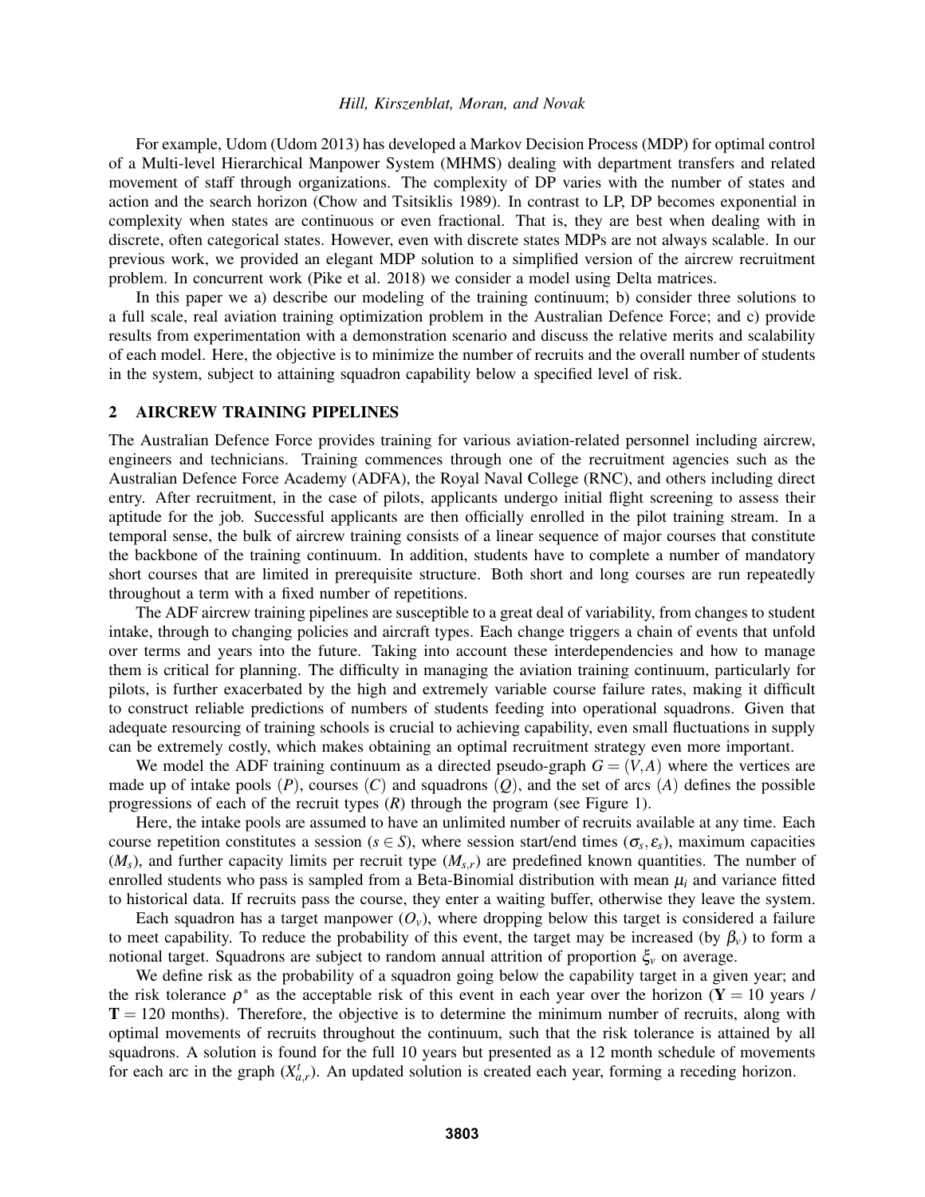For example, Udom (Udom 2013) has developed a Markov Decision Process (MDP) for optimal control of a Multi-level Hierarchical Manpower System (MHMS) dealing with department transfers and related movement of staff through organizations. The complexity of DP varies with the number of states and action and the search horizon (Chow and Tsitsiklis 1989). In contrast to LP, DP becomes exponential in complexity when states are continuous or even fractional. That is, they are best when dealing with in discrete, often categorical states. However, even with discrete states MDPs are not always scalable. In our previous work, we provided an elegant MDP solution to a simplified version of the aircrew recruitment problem. In concurrent work (Pike et al. 2018) we consider a model using Delta matrices.

In this paper we a) describe our modeling of the training continuum; b) consider three solutions to a full scale, real aviation training optimization problem in the Australian Defence Force; and c) provide results from experimentation with a demonstration scenario and discuss the relative merits and scalability of each model. Here, the objective is to minimize the number of recruits and the overall number of students in the system, subject to attaining squadron capability below a specified level of risk.

## 2 AIRCREW TRAINING PIPELINES

The Australian Defence Force provides training for various aviation-related personnel including aircrew, engineers and technicians. Training commences through one of the recruitment agencies such as the Australian Defence Force Academy (ADFA), the Royal Naval College (RNC), and others including direct entry. After recruitment, in the case of pilots, applicants undergo initial flight screening to assess their aptitude for the job. Successful applicants are then officially enrolled in the pilot training stream. In a temporal sense, the bulk of aircrew training consists of a linear sequence of major courses that constitute the backbone of the training continuum. In addition, students have to complete a number of mandatory short courses that are limited in prerequisite structure. Both short and long courses are run repeatedly throughout a term with a fixed number of repetitions.

The ADF aircrew training pipelines are susceptible to a great deal of variability, from changes to student intake, through to changing policies and aircraft types. Each change triggers a chain of events that unfold over terms and years into the future. Taking into account these interdependencies and how to manage them is critical for planning. The difficulty in managing the aviation training continuum, particularly for pilots, is further exacerbated by the high and extremely variable course failure rates, making it difficult to construct reliable predictions of numbers of students feeding into operational squadrons. Given that adequate resourcing of training schools is crucial to achieving capability, even small fluctuations in supply can be extremely costly, which makes obtaining an optimal recruitment strategy even more important.

We model the ADF training continuum as a directed pseudo-graph $G = (V,A)$ where the vertices are made up of intake pools $(P)$, courses $(C)$ and squadrons $(Q)$, and the set of arcs $(A)$ defines the possible progressions of each of the recruit types $(R)$ through the program (see Figure 1).

Here, the intake pools are assumed to have an unlimited number of recruits available at any time. Each course repetition constitutes a session ($s \in S$), where session start/end times ($\sigma_s, \varepsilon_s$), maximum capacities ($M_s$), and further capacity limits per recruit type ($M_{s,r}$) are predefined known quantities. The number of enrolled students who pass is sampled from a Beta-Binomial distribution with mean $\mu_i$ and variance fitted to historical data. If recruits pass the course, they enter a waiting buffer, otherwise they leave the system.

Each squadron has a target manpower ($O_v$), where dropping below this target is considered a failure to meet capability. To reduce the probability of this event, the target may be increased (by $\beta_v$) to form a notional target. Squadrons are subject to random annual attrition of proportion $\xi_v$ on average.

We define risk as the probability of a squadron going below the capability target in a given year; and the risk tolerance $\rho^*$ as the acceptable risk of this event in each year over the horizon ($\mathbf{Y} = 10$ years / $\mathbf{T} = 120$ months). Therefore, the objective is to determine the minimum number of recruits, along with optimal movements of recruits throughout the continuum, such that the risk tolerance is attained by all squadrons. A solution is found for the full 10 years but presented as a 12 month schedule of movements for each arc in the graph ($X^t_{a,r}$). An updated solution is created each year, forming a receding horizon.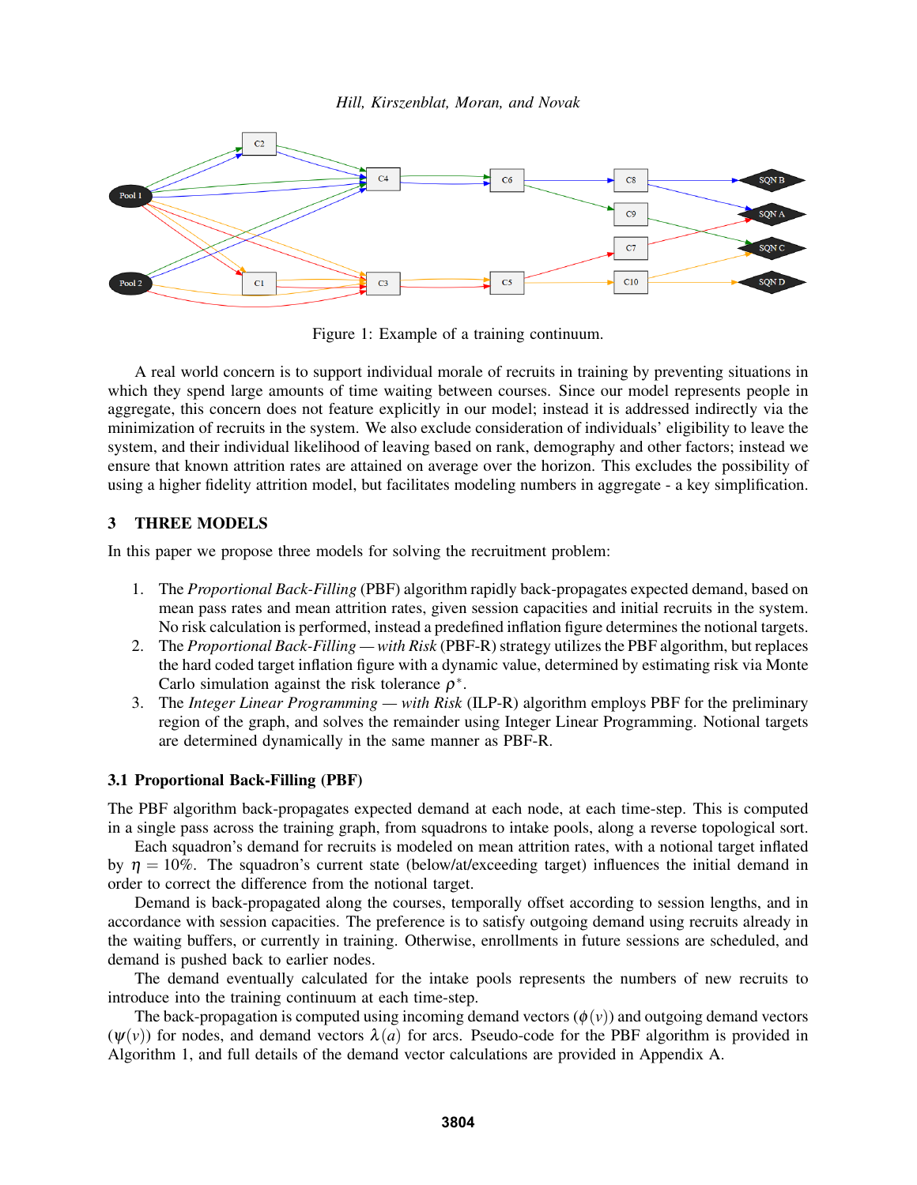Figure 1: Example of a training continuum.

A real world concern is to support individual morale of recruits in training by preventing situations in which they spend large amounts of time waiting between courses. Since our model represents people in aggregate, this concern does not feature explicitly in our model; instead it is addressed indirectly via the minimization of recruits in the system. We also exclude consideration of individuals' eligibility to leave the system, and their individual likelihood of leaving based on rank, demography and other factors; instead we ensure that known attrition rates are attained on average over the horizon. This excludes the possibility of using a higher fidelity attrition model, but facilitates modeling numbers in aggregate - a key simplification.

## 3 THREE MODELS

In this paper we propose three models for solving the recruitment problem:

1. The *Proportional Back-Filling* (PBF) algorithm rapidly back-propagates expected demand, based on mean pass rates and mean attrition rates, given session capacities and initial recruits in the system. No risk calculation is performed, instead a predefined inflation figure determines the notional targets.
2. The *Proportional Back-Filling — with Risk* (PBF-R) strategy utilizes the PBF algorithm, but replaces the hard coded target inflation figure with a dynamic value, determined by estimating risk via Monte Carlo simulation against the risk tolerance $\rho^*$.
3. The *Integer Linear Programming — with Risk* (ILP-R) algorithm employs PBF for the preliminary region of the graph, and solves the remainder using Integer Linear Programming. Notional targets are determined dynamically in the same manner as PBF-R.

### 3.1 Proportional Back-Filling (PBF)

The PBF algorithm back-propagates expected demand at each node, at each time-step. This is computed in a single pass across the training graph, from squadrons to intake pools, along a reverse topological sort.

Each squadron's demand for recruits is modeled on mean attrition rates, with a notional target inflated by $\eta = 10\%$. The squadron's current state (below/at/exceeding target) influences the initial demand in order to correct the difference from the notional target.

Demand is back-propagated along the courses, temporally offset according to session lengths, and in accordance with session capacities. The preference is to satisfy outgoing demand using recruits already in the waiting buffers, or currently in training. Otherwise, enrollments in future sessions are scheduled, and demand is pushed back to earlier nodes.

The demand eventually calculated for the intake pools represents the numbers of new recruits to introduce into the training continuum at each time-step.

The back-propagation is computed using incoming demand vectors ($\phi(v)$) and outgoing demand vectors ($\psi(v)$) for nodes, and demand vectors $\lambda(a)$ for arcs. Pseudo-code for the PBF algorithm is provided in Algorithm 1, and full details of the demand vector calculations are provided in Appendix A.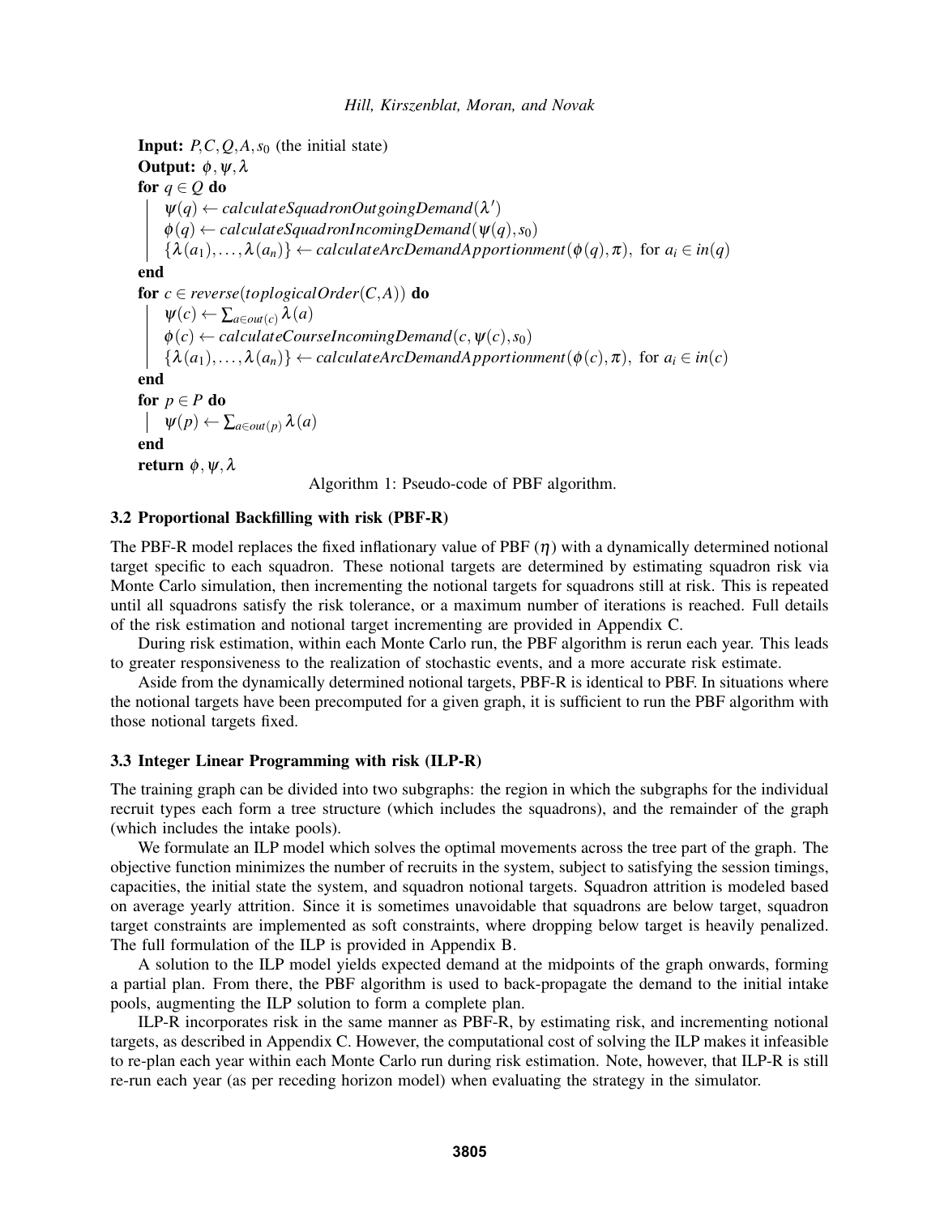**Input:** $P, C, Q, A, s_0$ (the initial state)
**Output:** $\phi, \psi, \lambda$

**for** $q \in Q$ **do**
  $\psi(q) \leftarrow \mathit{calculateSquadronOutgoingDemand}(\lambda')$
  $\phi(q) \leftarrow \mathit{calculateSquadronIncomingDemand}(\psi(q), s_0)$
  $\{\lambda(a_1), \ldots, \lambda(a_n)\} \leftarrow \mathit{calculateArcDemandApportionment}(\phi(q), \pi)$, for $a_i \in \mathit{in}(q)$
**end**
**for** $c \in \mathit{reverse}(\mathit{toplogicalOrder}(C, A))$ **do**
  $\psi(c) \leftarrow \sum_{a \in \mathit{out}(c)} \lambda(a)$
  $\phi(c) \leftarrow \mathit{calculateCourseIncomingDemand}(c, \psi(c), s_0)$
  $\{\lambda(a_1), \ldots, \lambda(a_n)\} \leftarrow \mathit{calculateArcDemandApportionment}(\phi(c), \pi)$, for $a_i \in \mathit{in}(c)$
**end**
**for** $p \in P$ **do**
  $\psi(p) \leftarrow \sum_{a \in \mathit{out}(p)} \lambda(a)$
**end**
**return** $\phi, \psi, \lambda$

Algorithm 1: Pseudo-code of PBF algorithm.

### 3.2 Proportional Backfilling with risk (PBF-R)

The PBF-R model replaces the fixed inflationary value of PBF ($\eta$) with a dynamically determined notional target specific to each squadron. These notional targets are determined by estimating squadron risk via Monte Carlo simulation, then incrementing the notional targets for squadrons still at risk. This is repeated until all squadrons satisfy the risk tolerance, or a maximum number of iterations is reached. Full details of the risk estimation and notional target incrementing are provided in Appendix C.

During risk estimation, within each Monte Carlo run, the PBF algorithm is rerun each year. This leads to greater responsiveness to the realization of stochastic events, and a more accurate risk estimate.

Aside from the dynamically determined notional targets, PBF-R is identical to PBF. In situations where the notional targets have been precomputed for a given graph, it is sufficient to run the PBF algorithm with those notional targets fixed.

### 3.3 Integer Linear Programming with risk (ILP-R)

The training graph can be divided into two subgraphs: the region in which the subgraphs for the individual recruit types each form a tree structure (which includes the squadrons), and the remainder of the graph (which includes the intake pools).

We formulate an ILP model which solves the optimal movements across the tree part of the graph. The objective function minimizes the number of recruits in the system, subject to satisfying the session timings, capacities, the initial state the system, and squadron notional targets. Squadron attrition is modeled based on average yearly attrition. Since it is sometimes unavoidable that squadrons are below target, squadron target constraints are implemented as soft constraints, where dropping below target is heavily penalized. The full formulation of the ILP is provided in Appendix B.

A solution to the ILP model yields expected demand at the midpoints of the graph onwards, forming a partial plan. From there, the PBF algorithm is used to back-propagate the demand to the initial intake pools, augmenting the ILP solution to form a complete plan.

ILP-R incorporates risk in the same manner as PBF-R, by estimating risk, and incrementing notional targets, as described in Appendix C. However, the computational cost of solving the ILP makes it infeasible to re-plan each year within each Monte Carlo run during risk estimation. Note, however, that ILP-R is still re-run each year (as per receding horizon model) when evaluating the strategy in the simulator.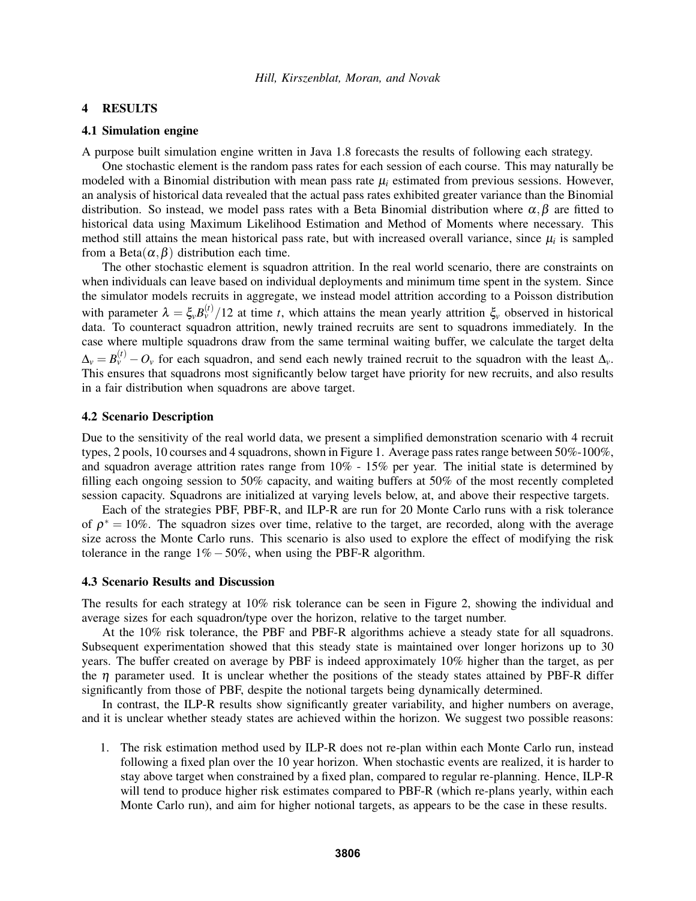## 4 RESULTS

### 4.1 Simulation engine

A purpose built simulation engine written in Java 1.8 forecasts the results of following each strategy.

One stochastic element is the random pass rates for each session of each course. This may naturally be modeled with a Binomial distribution with mean pass rate $\mu_i$ estimated from previous sessions. However, an analysis of historical data revealed that the actual pass rates exhibited greater variance than the Binomial distribution. So instead, we model pass rates with a Beta Binomial distribution where $\alpha, \beta$ are fitted to historical data using Maximum Likelihood Estimation and Method of Moments where necessary. This method still attains the mean historical pass rate, but with increased overall variance, since $\mu_i$ is sampled from a Beta$(\alpha, \beta)$ distribution each time.

The other stochastic element is squadron attrition. In the real world scenario, there are constraints on when individuals can leave based on individual deployments and minimum time spent in the system. Since the simulator models recruits in aggregate, we instead model attrition according to a Poisson distribution with parameter $\lambda = \xi_v B_v^{(t)}/12$ at time $t$, which attains the mean yearly attrition $\xi_v$ observed in historical data. To counteract squadron attrition, newly trained recruits are sent to squadrons immediately. In the case where multiple squadrons draw from the same terminal waiting buffer, we calculate the target delta $\Delta_v = B_v^{(t)} - O_v$ for each squadron, and send each newly trained recruit to the squadron with the least $\Delta_v$. This ensures that squadrons most significantly below target have priority for new recruits, and also results in a fair distribution when squadrons are above target.

### 4.2 Scenario Description

Due to the sensitivity of the real world data, we present a simplified demonstration scenario with 4 recruit types, 2 pools, 10 courses and 4 squadrons, shown in Figure 1. Average pass rates range between 50%-100%, and squadron average attrition rates range from 10% - 15% per year. The initial state is determined by filling each ongoing session to 50% capacity, and waiting buffers at 50% of the most recently completed session capacity. Squadrons are initialized at varying levels below, at, and above their respective targets.

Each of the strategies PBF, PBF-R, and ILP-R are run for 20 Monte Carlo runs with a risk tolerance of $\rho^* = 10\%$. The squadron sizes over time, relative to the target, are recorded, along with the average size across the Monte Carlo runs. This scenario is also used to explore the effect of modifying the risk tolerance in the range $1\% - 50\%$, when using the PBF-R algorithm.

### 4.3 Scenario Results and Discussion

The results for each strategy at 10% risk tolerance can be seen in Figure 2, showing the individual and average sizes for each squadron/type over the horizon, relative to the target number.

At the 10% risk tolerance, the PBF and PBF-R algorithms achieve a steady state for all squadrons. Subsequent experimentation showed that this steady state is maintained over longer horizons up to 30 years. The buffer created on average by PBF is indeed approximately 10% higher than the target, as per the $\eta$ parameter used. It is unclear whether the positions of the steady states attained by PBF-R differ significantly from those of PBF, despite the notional targets being dynamically determined.

In contrast, the ILP-R results show significantly greater variability, and higher numbers on average, and it is unclear whether steady states are achieved within the horizon. We suggest two possible reasons:

1. The risk estimation method used by ILP-R does not re-plan within each Monte Carlo run, instead following a fixed plan over the 10 year horizon. When stochastic events are realized, it is harder to stay above target when constrained by a fixed plan, compared to regular re-planning. Hence, ILP-R will tend to produce higher risk estimates compared to PBF-R (which re-plans yearly, within each Monte Carlo run), and aim for higher notional targets, as appears to be the case in these results.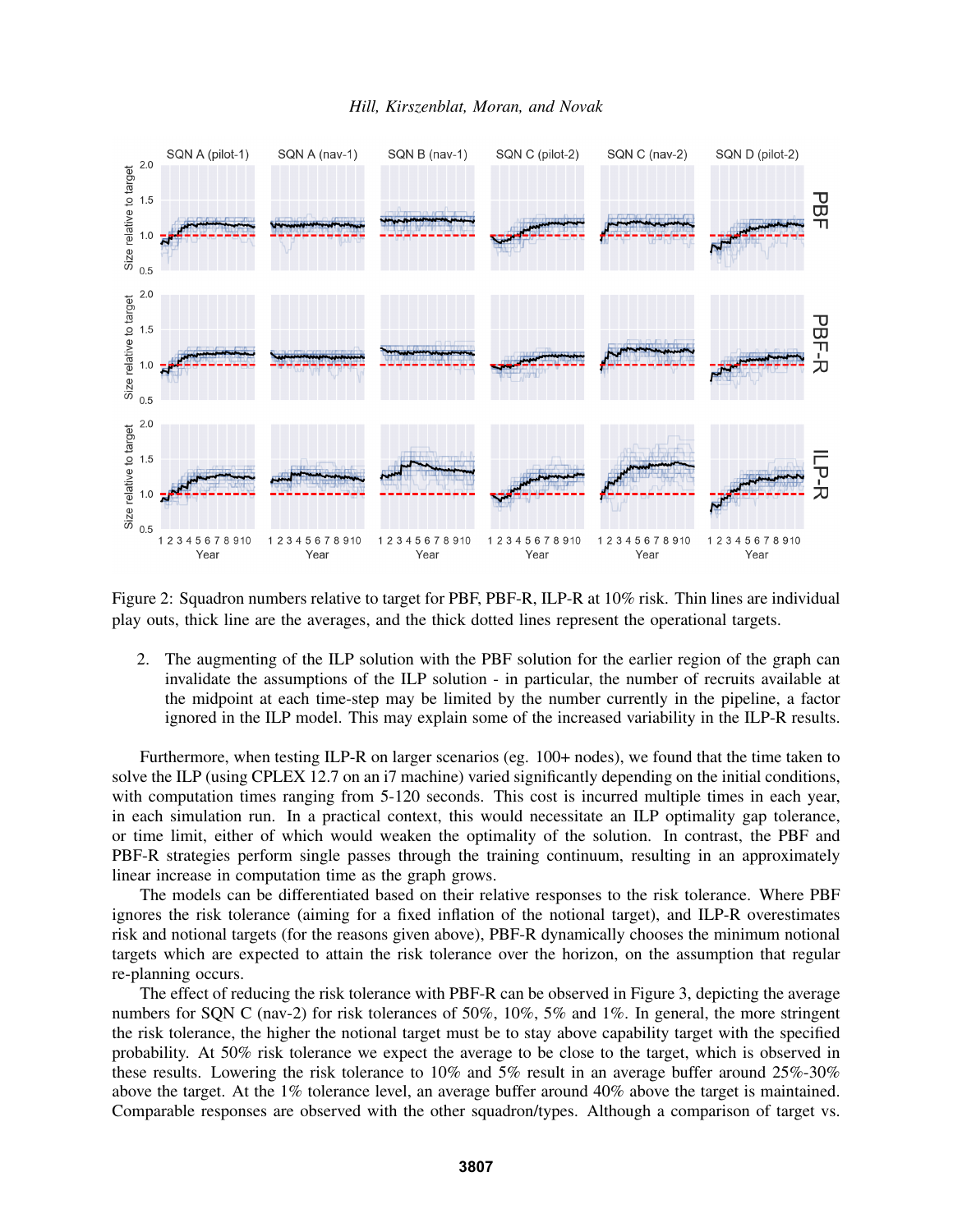Figure 2: Squadron numbers relative to target for PBF, PBF-R, ILP-R at 10% risk. Thin lines are individual play outs, thick line are the averages, and the thick dotted lines represent the operational targets.

2. The augmenting of the ILP solution with the PBF solution for the earlier region of the graph can invalidate the assumptions of the ILP solution - in particular, the number of recruits available at the midpoint at each time-step may be limited by the number currently in the pipeline, a factor ignored in the ILP model. This may explain some of the increased variability in the ILP-R results.

Furthermore, when testing ILP-R on larger scenarios (eg. 100+ nodes), we found that the time taken to solve the ILP (using CPLEX 12.7 on an i7 machine) varied significantly depending on the initial conditions, with computation times ranging from 5-120 seconds. This cost is incurred multiple times in each year, in each simulation run. In a practical context, this would necessitate an ILP optimality gap tolerance, or time limit, either of which would weaken the optimality of the solution. In contrast, the PBF and PBF-R strategies perform single passes through the training continuum, resulting in an approximately linear increase in computation time as the graph grows.

The models can be differentiated based on their relative responses to the risk tolerance. Where PBF ignores the risk tolerance (aiming for a fixed inflation of the notional target), and ILP-R overestimates risk and notional targets (for the reasons given above), PBF-R dynamically chooses the minimum notional targets which are expected to attain the risk tolerance over the horizon, on the assumption that regular re-planning occurs.

The effect of reducing the risk tolerance with PBF-R can be observed in Figure 3, depicting the average numbers for SQN C (nav-2) for risk tolerances of 50%, 10%, 5% and 1%. In general, the more stringent the risk tolerance, the higher the notional target must be to stay above capability target with the specified probability. At 50% risk tolerance we expect the average to be close to the target, which is observed in these results. Lowering the risk tolerance to 10% and 5% result in an average buffer around 25%-30% above the target. At the 1% tolerance level, an average buffer around 40% above the target is maintained. Comparable responses are observed with the other squadron/types. Although a comparison of target vs.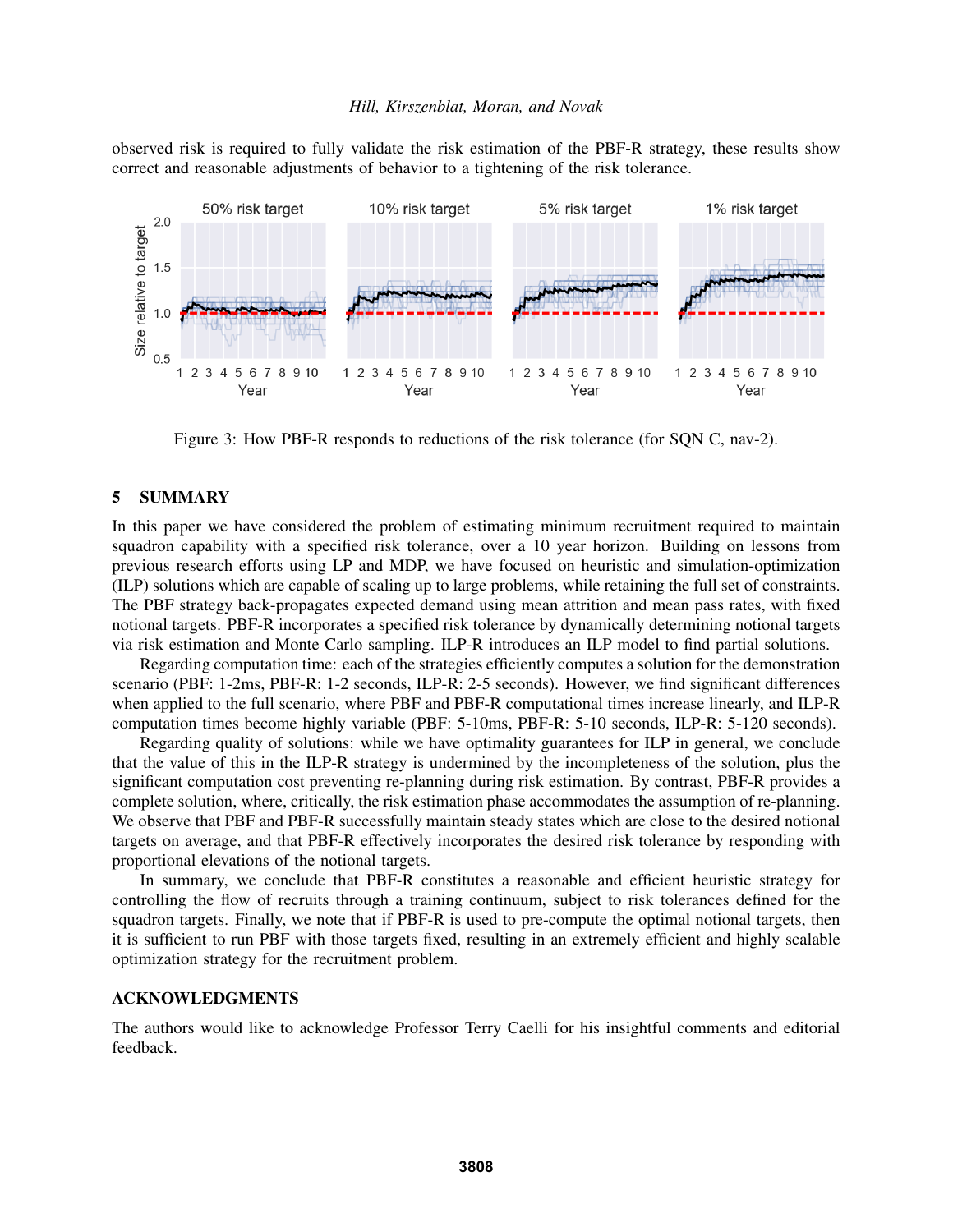observed risk is required to fully validate the risk estimation of the PBF-R strategy, these results show correct and reasonable adjustments of behavior to a tightening of the risk tolerance.

Figure 3: How PBF-R responds to reductions of the risk tolerance (for SQN C, nav-2).

## 5 SUMMARY

In this paper we have considered the problem of estimating minimum recruitment required to maintain squadron capability with a specified risk tolerance, over a 10 year horizon. Building on lessons from previous research efforts using LP and MDP, we have focused on heuristic and simulation-optimization (ILP) solutions which are capable of scaling up to large problems, while retaining the full set of constraints. The PBF strategy back-propagates expected demand using mean attrition and mean pass rates, with fixed notional targets. PBF-R incorporates a specified risk tolerance by dynamically determining notional targets via risk estimation and Monte Carlo sampling. ILP-R introduces an ILP model to find partial solutions.

Regarding computation time: each of the strategies efficiently computes a solution for the demonstration scenario (PBF: 1-2ms, PBF-R: 1-2 seconds, ILP-R: 2-5 seconds). However, we find significant differences when applied to the full scenario, where PBF and PBF-R computational times increase linearly, and ILP-R computation times become highly variable (PBF: 5-10ms, PBF-R: 5-10 seconds, ILP-R: 5-120 seconds).

Regarding quality of solutions: while we have optimality guarantees for ILP in general, we conclude that the value of this in the ILP-R strategy is undermined by the incompleteness of the solution, plus the significant computation cost preventing re-planning during risk estimation. By contrast, PBF-R provides a complete solution, where, critically, the risk estimation phase accommodates the assumption of re-planning. We observe that PBF and PBF-R successfully maintain steady states which are close to the desired notional targets on average, and that PBF-R effectively incorporates the desired risk tolerance by responding with proportional elevations of the notional targets.

In summary, we conclude that PBF-R constitutes a reasonable and efficient heuristic strategy for controlling the flow of recruits through a training continuum, subject to risk tolerances defined for the squadron targets. Finally, we note that if PBF-R is used to pre-compute the optimal notional targets, then it is sufficient to run PBF with those targets fixed, resulting in an extremely efficient and highly scalable optimization strategy for the recruitment problem.

## ACKNOWLEDGMENTS

The authors would like to acknowledge Professor Terry Caelli for his insightful comments and editorial feedback.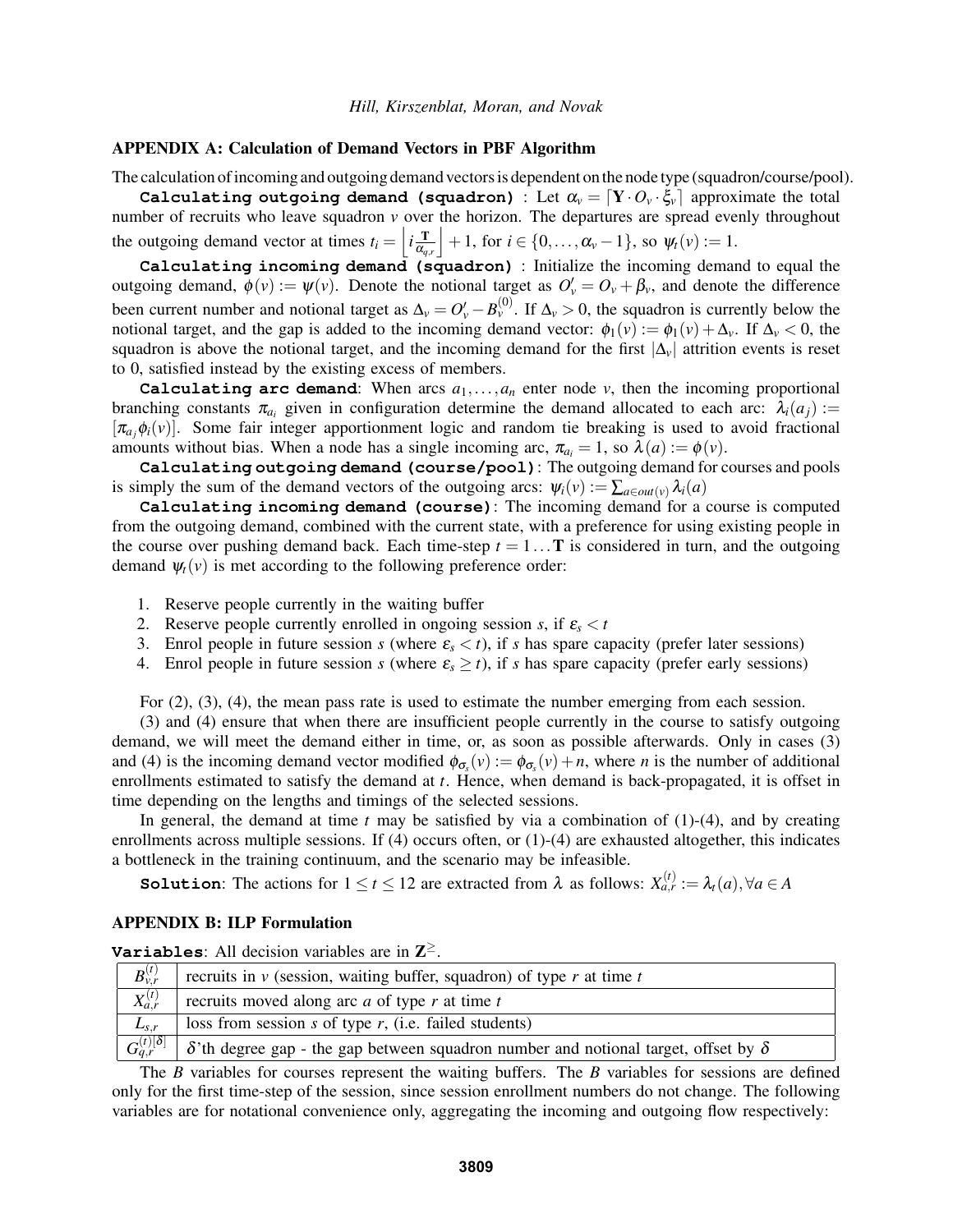### APPENDIX A: Calculation of Demand Vectors in PBF Algorithm

The calculation of incoming and outgoing demand vectors is dependent on the node type (squadron/course/pool).

`Calculating outgoing demand (squadron)` : Let $\alpha_v = \lceil \mathbf{Y} \cdot O_v \cdot \xi_v \rceil$ approximate the total number of recruits who leave squadron $v$ over the horizon. The departures are spread evenly throughout the outgoing demand vector at times $t_i = \left\lfloor i \frac{\mathbf{T}}{\alpha_{q,r}} \right\rfloor + 1$, for $i \in \{0, \ldots, \alpha_v - 1\}$, so $\psi_t(v) := 1$.

`Calculating incoming demand (squadron)` : Initialize the incoming demand to equal the outgoing demand, $\phi(v) := \psi(v)$. Denote the notional target as $O'_v = O_v + \beta_v$, and denote the difference been current number and notional target as $\Delta_v = O'_v - B_v^{(0)}$. If $\Delta_v > 0$, the squadron is currently below the notional target, and the gap is added to the incoming demand vector: $\phi_1(v) := \phi_1(v) + \Delta_v$. If $\Delta_v < 0$, the squadron is above the notional target, and the incoming demand for the first $|\Delta_v|$ attrition events is reset to 0, satisfied instead by the existing excess of members.

`Calculating arc demand`: When arcs $a_1, \ldots, a_n$ enter node $v$, then the incoming proportional branching constants $\pi_{a_i}$ given in configuration determine the demand allocated to each arc: $\lambda_i(a_j) := [\pi_{a_j} \phi_i(v)]$. Some fair integer apportionment logic and random tie breaking is used to avoid fractional amounts without bias. When a node has a single incoming arc, $\pi_{a_i} = 1$, so $\lambda(a) := \phi(v)$.

`Calculating outgoing demand (course/pool)`: The outgoing demand for courses and pools is simply the sum of the demand vectors of the outgoing arcs: $\psi_i(v) := \sum_{a \in out(v)} \lambda_i(a)$

`Calculating incoming demand (course)`: The incoming demand for a course is computed from the outgoing demand, combined with the current state, with a preference for using existing people in the course over pushing demand back. Each time-step $t = 1 \ldots \mathbf{T}$ is considered in turn, and the outgoing demand $\psi_t(v)$ is met according to the following preference order:

1. Reserve people currently in the waiting buffer
2. Reserve people currently enrolled in ongoing session $s$, if $\varepsilon_s < t$
3. Enrol people in future session $s$ (where $\varepsilon_s < t$), if $s$ has spare capacity (prefer later sessions)
4. Enrol people in future session $s$ (where $\varepsilon_s \geq t$), if $s$ has spare capacity (prefer early sessions)

For (2), (3), (4), the mean pass rate is used to estimate the number emerging from each session.

(3) and (4) ensure that when there are insufficient people currently in the course to satisfy outgoing demand, we will meet the demand either in time, or, as soon as possible afterwards. Only in cases (3) and (4) is the incoming demand vector modified $\phi_{\sigma_s}(v) := \phi_{\sigma_s}(v) + n$, where $n$ is the number of additional enrollments estimated to satisfy the demand at $t$. Hence, when demand is back-propagated, it is offset in time depending on the lengths and timings of the selected sessions.

In general, the demand at time $t$ may be satisfied by via a combination of (1)-(4), and by creating enrollments across multiple sessions. If (4) occurs often, or (1)-(4) are exhausted altogether, this indicates a bottleneck in the training continuum, and the scenario may be infeasible.

`Solution`: The actions for $1 \leq t \leq 12$ are extracted from $\lambda$ as follows: $X_{a,r}^{(t)} := \lambda_t(a), \forall a \in A$

### APPENDIX B: ILP Formulation

`Variables`: All decision variables are in $\mathbf{Z}^{\geq}$.

| Variable | Description |
|---|---|
| $B_{v,r}^{(t)}$ | recruits in $v$ (session, waiting buffer, squadron) of type $r$ at time $t$ |
| $X_{a,r}^{(t)}$ | recruits moved along arc $a$ of type $r$ at time $t$ |
| $L_{s,r}$ | loss from session $s$ of type $r$, (i.e. failed students) |
| $G_{q,r}^{(t)[\delta]}$ | $\delta$'th degree gap - the gap between squadron number and notional target, offset by $\delta$ |

The $B$ variables for courses represent the waiting buffers. The $B$ variables for sessions are defined only for the first time-step of the session, since session enrollment numbers do not change. The following variables are for notational convenience only, aggregating the incoming and outgoing flow respectively: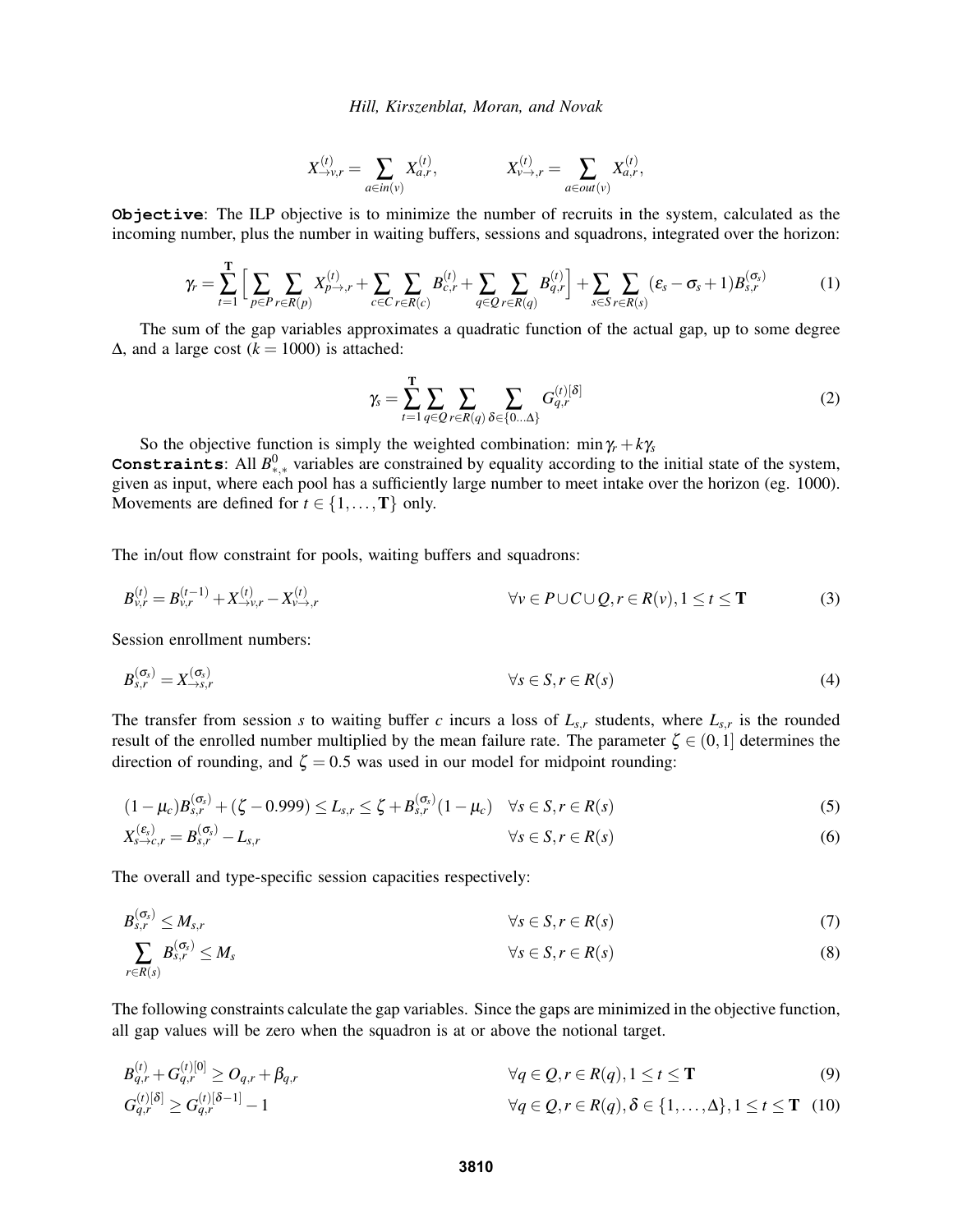$$X^{(t)}_{\rightarrow v,r} = \sum_{a \in in(v)} X^{(t)}_{a,r}, \qquad\qquad X^{(t)}_{v\rightarrow,r} = \sum_{a \in out(v)} X^{(t)}_{a,r},$$

**Objective**: The ILP objective is to minimize the number of recruits in the system, calculated as the incoming number, plus the number in waiting buffers, sessions and squadrons, integrated over the horizon:

$$\gamma_r = \sum_{t=1}^{\mathbf{T}} \Big[ \sum_{p \in P} \sum_{r \in R(p)} X^{(t)}_{p\rightarrow,r} + \sum_{c \in C} \sum_{r \in R(c)} B^{(t)}_{c,r} + \sum_{q \in Q} \sum_{r \in R(q)} B^{(t)}_{q,r} \Big] + \sum_{s \in S} \sum_{r \in R(s)} (\varepsilon_s - \sigma_s + 1) B^{(\sigma_s)}_{s,r} \tag{1}$$

The sum of the gap variables approximates a quadratic function of the actual gap, up to some degree $\Delta$, and a large cost ($k = 1000$) is attached:

$$\gamma_s = \sum_{t=1}^{\mathbf{T}} \sum_{q \in Q} \sum_{r \in R(q)} \sum_{\delta \in \{0 \ldots \Delta\}} G^{(t)[\delta]}_{q,r} \tag{2}$$

So the objective function is simply the weighted combination: $\min \gamma_r + k\gamma_s$

**Constraints**: All $B^{0}_{*,*}$ variables are constrained by equality according to the initial state of the system, given as input, where each pool has a sufficiently large number to meet intake over the horizon (eg. 1000). Movements are defined for $t \in \{1, \ldots, \mathbf{T}\}$ only.

The in/out flow constraint for pools, waiting buffers and squadrons:

$$B^{(t)}_{v,r} = B^{(t-1)}_{v,r} + X^{(t)}_{\rightarrow v,r} - X^{(t)}_{v\rightarrow,r} \qquad \forall v \in P \cup C \cup Q, r \in R(v), 1 \leq t \leq \mathbf{T} \tag{3}$$

Session enrollment numbers:

$$B^{(\sigma_s)}_{s,r} = X^{(\sigma_s)}_{\rightarrow s,r} \qquad \forall s \in S, r \in R(s) \tag{4}$$

The transfer from session $s$ to waiting buffer $c$ incurs a loss of $L_{s,r}$ students, where $L_{s,r}$ is the rounded result of the enrolled number multiplied by the mean failure rate. The parameter $\zeta \in (0,1]$ determines the direction of rounding, and $\zeta = 0.5$ was used in our model for midpoint rounding:

$$(1-\mu_c) B^{(\sigma_s)}_{s,r} + (\zeta - 0.999) \leq L_{s,r} \leq \zeta + B^{(\sigma_s)}_{s,r}(1-\mu_c) \quad \forall s \in S, r \in R(s) \tag{5}$$

$$X^{(\varepsilon_s)}_{s\rightarrow c,r} = B^{(\sigma_s)}_{s,r} - L_{s,r} \qquad \forall s \in S, r \in R(s) \tag{6}$$

The overall and type-specific session capacities respectively:

$$B^{(\sigma_s)}_{s,r} \leq M_{s,r} \qquad \forall s \in S, r \in R(s) \tag{7}$$

$$\sum_{r \in R(s)} B^{(\sigma_s)}_{s,r} \leq M_s \qquad \forall s \in S, r \in R(s) \tag{8}$$

The following constraints calculate the gap variables. Since the gaps are minimized in the objective function, all gap values will be zero when the squadron is at or above the notional target.

$$B^{(t)}_{q,r} + G^{(t)[0]}_{q,r} \geq O_{q,r} + \beta_{q,r} \qquad \forall q \in Q, r \in R(q), 1 \leq t \leq \mathbf{T} \tag{9}$$

$$G^{(t)[\delta]}_{q,r} \geq G^{(t)[\delta-1]}_{q,r} - 1 \qquad \forall q \in Q, r \in R(q), \delta \in \{1, \ldots, \Delta\}, 1 \leq t \leq \mathbf{T} \tag{10}$$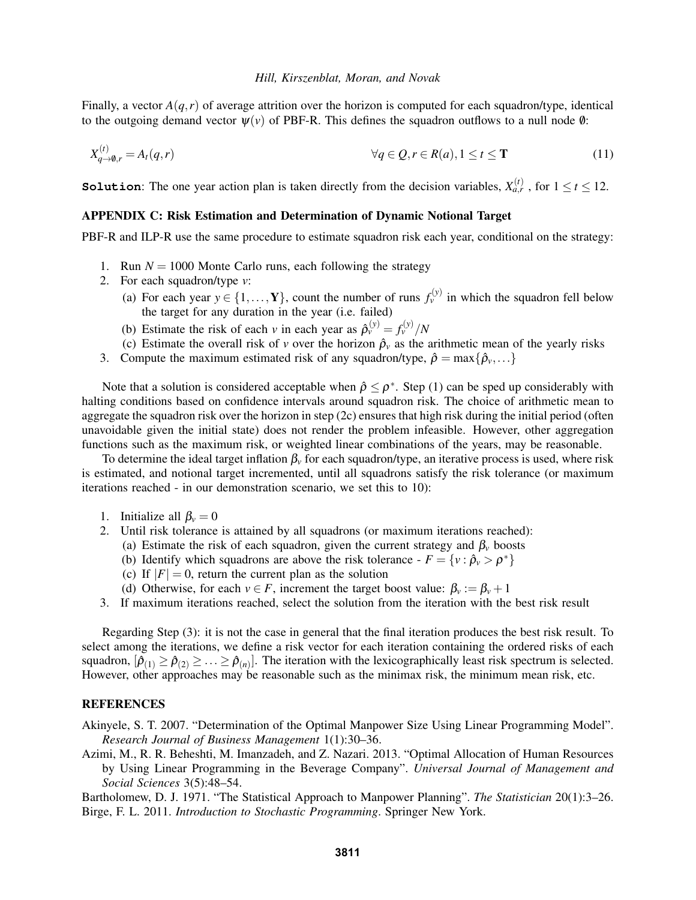Finally, a vector $A(q,r)$ of average attrition over the horizon is computed for each squadron/type, identical to the outgoing demand vector $\psi(v)$ of PBF-R. This defines the squadron outflows to a null node $\emptyset$:

$$X^{(t)}_{q\to\emptyset,r} = A_t(q,r) \qquad \forall q \in Q, r \in R(a), 1 \le t \le \mathbf{T} \tag{11}$$

**`Solution`**: The one year action plan is taken directly from the decision variables, $X^{(t)}_{a,r}$ , for $1 \le t \le 12$.

### APPENDIX C: Risk Estimation and Determination of Dynamic Notional Target

PBF-R and ILP-R use the same procedure to estimate squadron risk each year, conditional on the strategy:

1. Run $N = 1000$ Monte Carlo runs, each following the strategy
2. For each squadron/type $v$:
   (a) For each year $y \in \{1,\ldots,\mathbf{Y}\}$, count the number of runs $f^{(y)}_v$ in which the squadron fell below the target for any duration in the year (i.e. failed)
   (b) Estimate the risk of each $v$ in each year as $\hat{\rho}^{(y)}_v = f^{(y)}_v/N$
   (c) Estimate the overall risk of $v$ over the horizon $\hat{\rho}_v$ as the arithmetic mean of the yearly risks
3. Compute the maximum estimated risk of any squadron/type, $\hat{\rho} = \max\{\hat{\rho}_v,\ldots\}$

Note that a solution is considered acceptable when $\hat{\rho} \le \rho^*$. Step (1) can be sped up considerably with halting conditions based on confidence intervals around squadron risk. The choice of arithmetic mean to aggregate the squadron risk over the horizon in step (2c) ensures that high risk during the initial period (often unavoidable given the initial state) does not render the problem infeasible. However, other aggregation functions such as the maximum risk, or weighted linear combinations of the years, may be reasonable.

To determine the ideal target inflation $\beta_v$ for each squadron/type, an iterative process is used, where risk is estimated, and notional target incremented, until all squadrons satisfy the risk tolerance (or maximum iterations reached - in our demonstration scenario, we set this to 10):

1. Initialize all $\beta_v = 0$
2. Until risk tolerance is attained by all squadrons (or maximum iterations reached):
   (a) Estimate the risk of each squadron, given the current strategy and $\beta_v$ boosts
   (b) Identify which squadrons are above the risk tolerance - $F = \{v : \hat{\rho}_v > \rho^*\}$
   (c) If $|F| = 0$, return the current plan as the solution
   (d) Otherwise, for each $v \in F$, increment the target boost value: $\beta_v := \beta_v + 1$
3. If maximum iterations reached, select the solution from the iteration with the best risk result

Regarding Step (3): it is not the case in general that the final iteration produces the best risk result. To select among the iterations, we define a risk vector for each iteration containing the ordered risks of each squadron, $[\hat{\rho}_{(1)} \ge \hat{\rho}_{(2)} \ge \ldots \ge \hat{\rho}_{(n)}]$. The iteration with the lexicographically least risk spectrum is selected. However, other approaches may be reasonable such as the minimax risk, the minimum mean risk, etc.

### REFERENCES

Akinyele, S. T. 2007. "Determination of the Optimal Manpower Size Using Linear Programming Model". *Research Journal of Business Management* 1(1):30–36.

Azimi, M., R. R. Beheshti, M. Imanzadeh, and Z. Nazari. 2013. "Optimal Allocation of Human Resources by Using Linear Programming in the Beverage Company". *Universal Journal of Management and Social Sciences* 3(5):48–54.

Bartholomew, D. J. 1971. "The Statistical Approach to Manpower Planning". *The Statistician* 20(1):3–26.

Birge, F. L. 2011. *Introduction to Stochastic Programming*. Springer New York.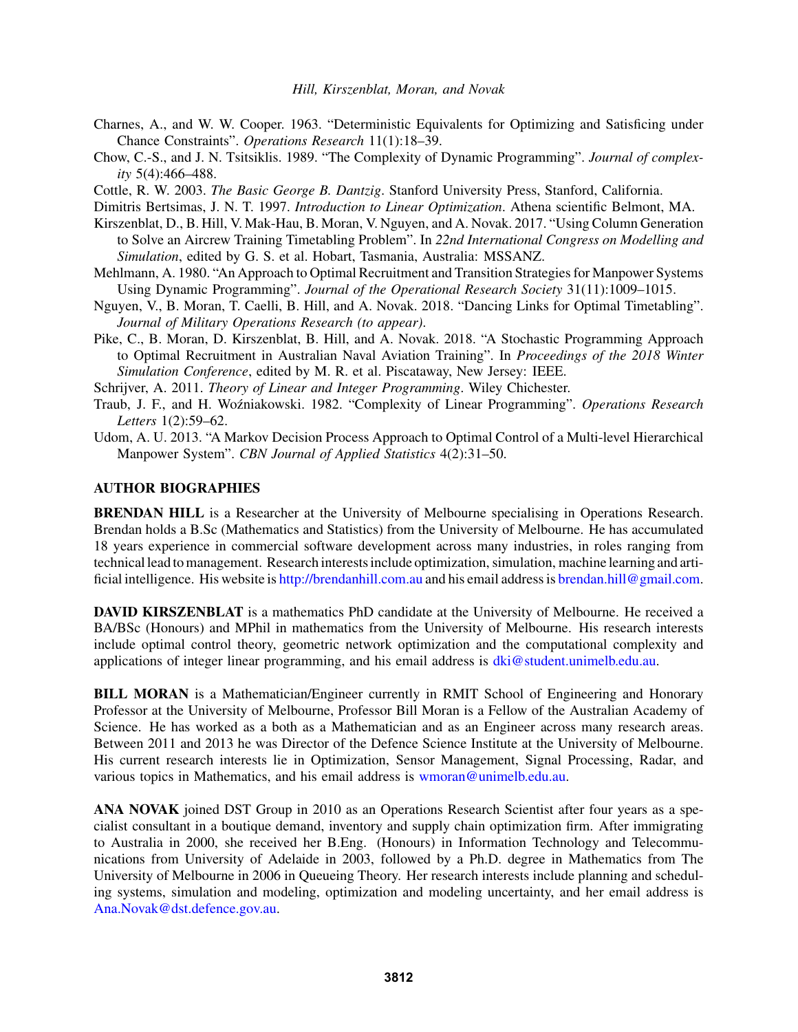Charnes, A., and W. W. Cooper. 1963. "Deterministic Equivalents for Optimizing and Satisficing under Chance Constraints". *Operations Research* 11(1):18–39.

Chow, C.-S., and J. N. Tsitsiklis. 1989. "The Complexity of Dynamic Programming". *Journal of complexity* 5(4):466–488.

Cottle, R. W. 2003. *The Basic George B. Dantzig*. Stanford University Press, Stanford, California.

Dimitris Bertsimas, J. N. T. 1997. *Introduction to Linear Optimization*. Athena scientific Belmont, MA.

Kirszenblat, D., B. Hill, V. Mak-Hau, B. Moran, V. Nguyen, and A. Novak. 2017. "Using Column Generation to Solve an Aircrew Training Timetabling Problem". In *22nd International Congress on Modelling and Simulation*, edited by G. S. et al. Hobart, Tasmania, Australia: MSSANZ.

Mehlmann, A. 1980. "An Approach to Optimal Recruitment and Transition Strategies for Manpower Systems Using Dynamic Programming". *Journal of the Operational Research Society* 31(11):1009–1015.

Nguyen, V., B. Moran, T. Caelli, B. Hill, and A. Novak. 2018. "Dancing Links for Optimal Timetabling". *Journal of Military Operations Research (to appear)*.

Pike, C., B. Moran, D. Kirszenblat, B. Hill, and A. Novak. 2018. "A Stochastic Programming Approach to Optimal Recruitment in Australian Naval Aviation Training". In *Proceedings of the 2018 Winter Simulation Conference*, edited by M. R. et al. Piscataway, New Jersey: IEEE.

Schrijver, A. 2011. *Theory of Linear and Integer Programming*. Wiley Chichester.

Traub, J. F., and H. Woźniakowski. 1982. "Complexity of Linear Programming". *Operations Research Letters* 1(2):59–62.

Udom, A. U. 2013. "A Markov Decision Process Approach to Optimal Control of a Multi-level Hierarchical Manpower System". *CBN Journal of Applied Statistics* 4(2):31–50.

## AUTHOR BIOGRAPHIES

**BRENDAN HILL** is a Researcher at the University of Melbourne specialising in Operations Research. Brendan holds a B.Sc (Mathematics and Statistics) from the University of Melbourne. He has accumulated 18 years experience in commercial software development across many industries, in roles ranging from technical lead to management. Research interests include optimization, simulation, machine learning and artificial intelligence. His website is http://brendanhill.com.au and his email address is brendan.hill@gmail.com.

**DAVID KIRSZENBLAT** is a mathematics PhD candidate at the University of Melbourne. He received a BA/BSc (Honours) and MPhil in mathematics from the University of Melbourne. His research interests include optimal control theory, geometric network optimization and the computational complexity and applications of integer linear programming, and his email address is dki@student.unimelb.edu.au.

**BILL MORAN** is a Mathematician/Engineer currently in RMIT School of Engineering and Honorary Professor at the University of Melbourne, Professor Bill Moran is a Fellow of the Australian Academy of Science. He has worked as a both as a Mathematician and as an Engineer across many research areas. Between 2011 and 2013 he was Director of the Defence Science Institute at the University of Melbourne. His current research interests lie in Optimization, Sensor Management, Signal Processing, Radar, and various topics in Mathematics, and his email address is wmoran@unimelb.edu.au.

**ANA NOVAK** joined DST Group in 2010 as an Operations Research Scientist after four years as a specialist consultant in a boutique demand, inventory and supply chain optimization firm. After immigrating to Australia in 2000, she received her B.Eng. (Honours) in Information Technology and Telecommunications from University of Adelaide in 2003, followed by a Ph.D. degree in Mathematics from The University of Melbourne in 2006 in Queueing Theory. Her research interests include planning and scheduling systems, simulation and modeling, optimization and modeling uncertainty, and her email address is Ana.Novak@dst.defence.gov.au.